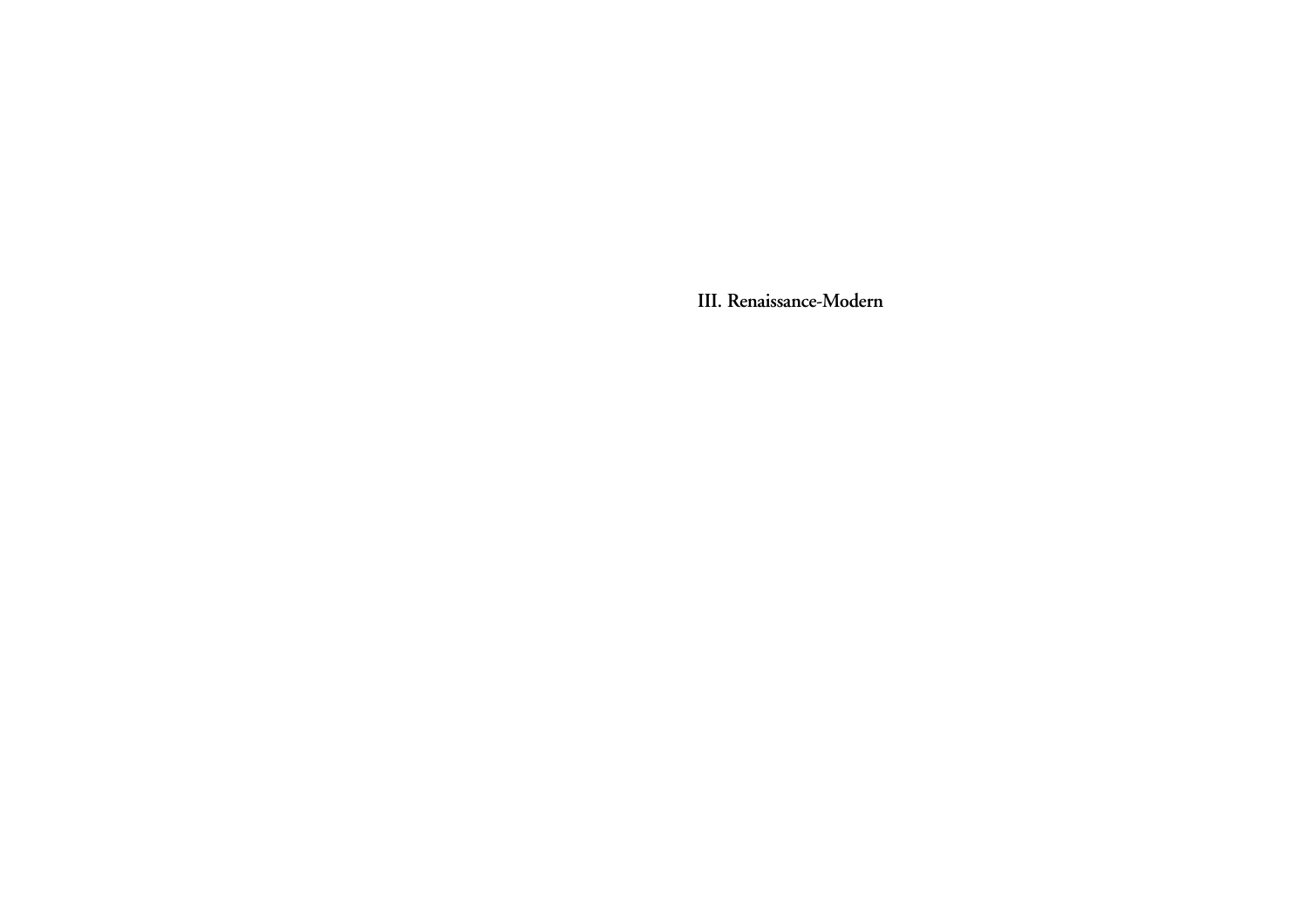# III. Renaissance-Modern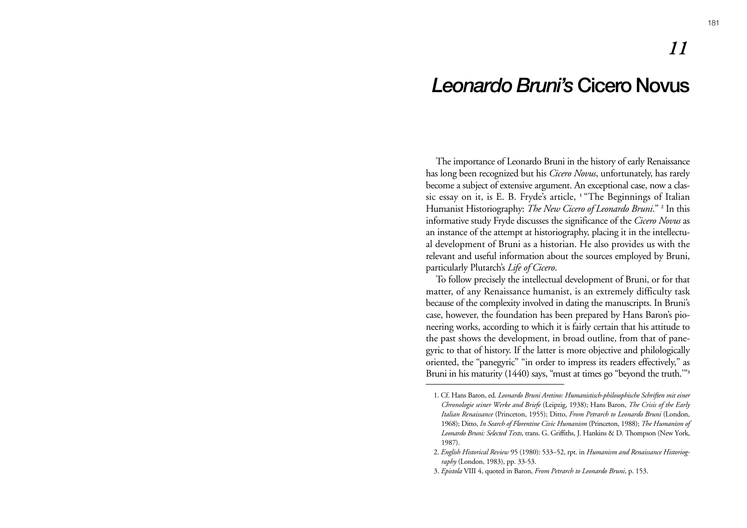# 11

# *Leonardo Bruni's* Cicero Novus

The importance of Leonardo Bruni in the history of early Renaissance has long been recognized but his *Cicero Novus*, unfortunately, has rarely become a subject of extensive argument. An exceptional case, now a classic essay on it, is E. B. Fryde's article, [1] "The Beginnings of Italian Humanist Historiography: *The New Cicero of Leonardo Bruni*." [2] In this informative study Fryde discusses the significance of the *Cicero Novus* as an instance of the attempt at historiography, placing it in the intellectual development of Bruni as a historian. He also provides us with the relevant and useful information about the sources employed by Bruni, particularly Plutarch's *Life of Cicero*.

To follow precisely the intellectual development of Bruni, or for that matter, of any Renaissance humanist, is an extremely difficulty task because of the complexity involved in dating the manuscripts. In Bruni's case, however, the foundation has been prepared by Hans Baron's pioneering works, according to which it is fairly certain that his attitude to the past shows the development, in broad outline, from that of panegyric to that of history. If the latter is more objective and philologically oriented, the "panegyric" "in order to impress its readers effectively," as Bruni in his maturity (1440) says, "must at times go "beyond the truth.'"[3]

---

1. Cf. Hans Baron, ed. *Leonardo Bruni Aretino: Humanistisch-philosophische Schriften mit einer Chronologie seiner Werke and Briefe* (Leipzig, 1938); Hans Baron, *The Crisis of the Early Italian Renaissance* (Princeton, 1955); Ditto, *From Petrarch to Leonardo Bruni* (London, 1968); Ditto, *In Search of Florentine Civic Humanism* (Princeton, 1988); *The Humanism of Leonardo Bruni: Selected Texts*, trans. G. Griffiths, J. Hankins & D. Thompson (New York, 1987).
2. *English Historical Review* 95 (1980): 533–52, rpt. in *Humanism and Renaissance Historiography* (London, 1983), pp. 33-53.
3. *Epistola* VIII 4, quoted in Baron, *From Petrarch to Leonardo Bruni*, p. 153.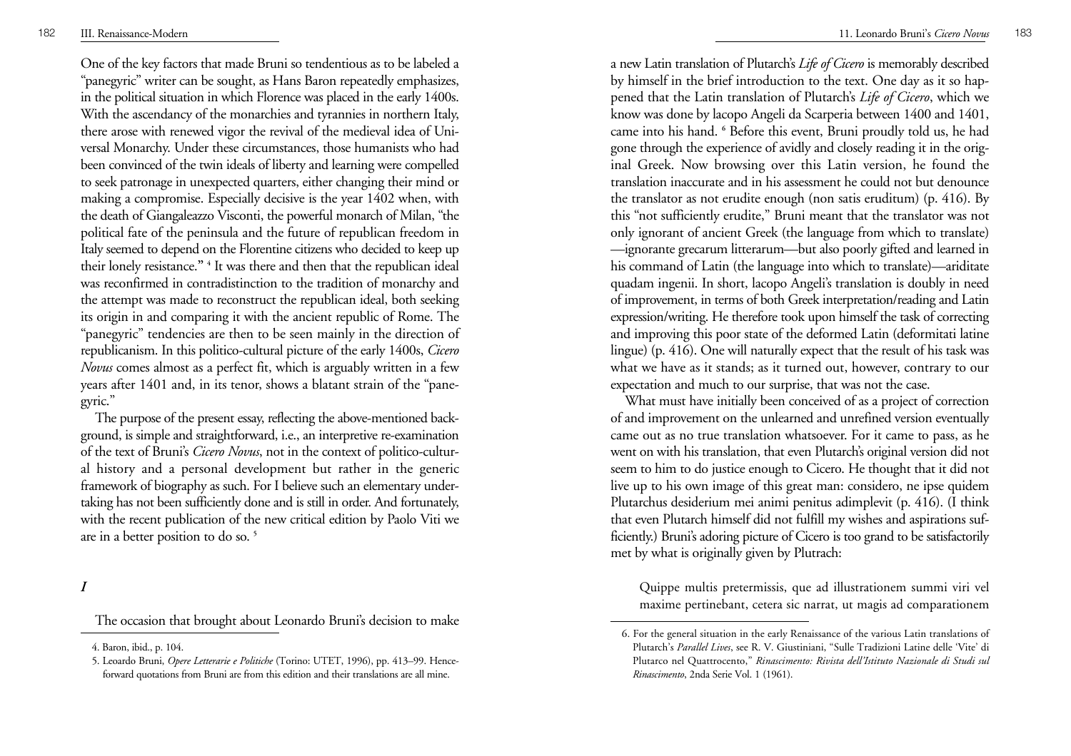One of the key factors that made Bruni so tendentious as to be labeled a "panegyric" writer can be sought, as Hans Baron repeatedly emphasizes, in the political situation in which Florence was placed in the early 1400s. With the ascendancy of the monarchies and tyrannies in northern Italy, there arose with renewed vigor the revival of the medieval idea of Universal Monarchy. Under these circumstances, those humanists who had been convinced of the twin ideals of liberty and learning were compelled to seek patronage in unexpected quarters, either changing their mind or making a compromise. Especially decisive is the year 1402 when, with the death of Giangaleazzo Visconti, the powerful monarch of Milan, "the political fate of the peninsula and the future of republican freedom in Italy seemed to depend on the Florentine citizens who decided to keep up their lonely resistance." [4] It was there and then that the republican ideal was reconfirmed in contradistinction to the tradition of monarchy and the attempt was made to reconstruct the republican ideal, both seeking its origin in and comparing it with the ancient republic of Rome. The "panegyric" tendencies are then to be seen mainly in the direction of republicanism. In this politico-cultural picture of the early 1400s, *Cicero Novus* comes almost as a perfect fit, which is arguably written in a few years after 1401 and, in its tenor, shows a blatant strain of the "panegyric."

The purpose of the present essay, reflecting the above-mentioned background, is simple and straightforward, i.e., an interpretive re-examination of the text of Bruni's *Cicero Novus*, not in the context of politico-cultural history and a personal development but rather in the generic framework of biography as such. For I believe such an elementary undertaking has not been sufficiently done and is still in order. And fortunately, with the recent publication of the new critical edition by Paolo Viti we are in a better position to do so. [5]

## *I*

The occasion that brought about Leonardo Bruni's decision to make a new Latin translation of Plutarch's *Life of Cicero* is memorably described by himself in the brief introduction to the text. One day as it so happened that the Latin translation of Plutarch's *Life of Cicero*, which we know was done by Iacopo Angeli da Scarperia between 1400 and 1401, came into his hand. [6] Before this event, Bruni proudly told us, he had gone through the experience of avidly and closely reading it in the original Greek. Now browsing over this Latin version, he found the translation inaccurate and in his assessment he could not but denounce the translator as not erudite enough (non satis eruditum) (p. 416). By this "not sufficiently erudite," Bruni meant that the translator was not only ignorant of ancient Greek (the language from which to translate) —ignorante grecarum litterarum—but also poorly gifted and learned in his command of Latin (the language into which to translate)—ariditate quadam ingenii. In short, Iacopo Angeli's translation is doubly in need of improvement, in terms of both Greek interpretation/reading and Latin expression/writing. He therefore took upon himself the task of correcting and improving this poor state of the deformed Latin (deformitati latine lingue) (p. 416). One will naturally expect that the result of his task was what we have as it stands; as it turned out, however, contrary to our expectation and much to our surprise, that was not the case.

What must have initially been conceived of as a project of correction of and improvement on the unlearned and unrefined version eventually came out as no true translation whatsoever. For it came to pass, as he went on with his translation, that even Plutarch's original version did not seem to him to do justice enough to Cicero. He thought that it did not live up to his own image of this great man: considero, ne ipse quidem Plutarchus desiderium mei animi penitus adimplevit (p. 416). (I think that even Plutarch himself did not fulfill my wishes and aspirations sufficiently.) Bruni's adoring picture of Cicero is too grand to be satisfactorily met by what is originally given by Plutrach:

> Quippe multis pretermissis, que ad illustrationem summi viri vel maxime pertinebant, cetera sic narrat, ut magis ad comparationem

---

4. Baron, ibid., p. 104.

5. Leoardo Bruni, *Opere Letterarie e Politiche* (Torino: UTET, 1996), pp. 413–99. Henceforward quotations from Bruni are from this edition and their translations are all mine.

6. For the general situation in the early Renaissance of the various Latin translations of Plutarch's *Parallel Lives*, see R. V. Giustiniani, "Sulle Tradizioni Latine delle 'Vite' di Plutarco nel Quattrocento," *Rinascimento: Rivista dell'Istituto Nazionale di Studi sul Rinascimento*, 2nda Serie Vol. 1 (1961).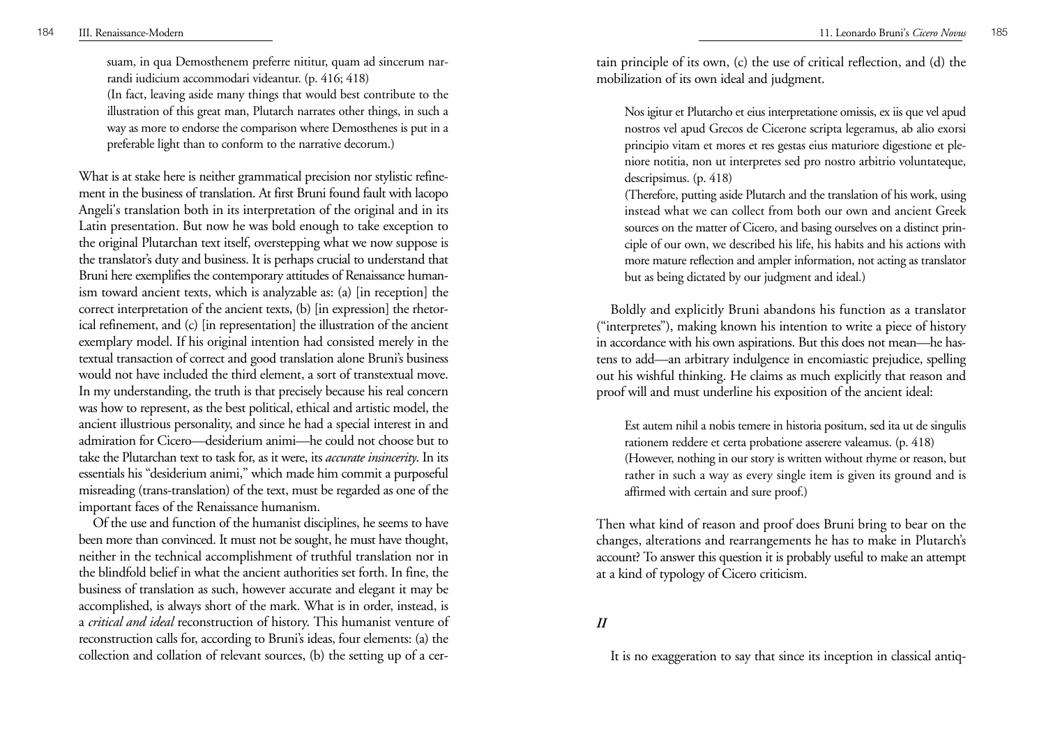suam, in qua Demosthenem preferre nititur, quam ad sincerum narrandi iudicium accommodari videantur. (p. 416; 418)

(In fact, leaving aside many things that would best contribute to the illustration of this great man, Plutarch narrates other things, in such a way as more to endorse the comparison where Demosthenes is put in a preferable light than to conform to the narrative decorum.)

What is at stake here is neither grammatical precision nor stylistic refinement in the business of translation. At first Bruni found fault with Iacopo Angeli's translation both in its interpretation of the original and in its Latin presentation. But now he was bold enough to take exception to the original Plutarchan text itself, overstepping what we now suppose is the translator's duty and business. It is perhaps crucial to understand that Bruni here exemplifies the contemporary attitudes of Renaissance humanism toward ancient texts, which is analyzable as: (a) [in reception] the correct interpretation of the ancient texts, (b) [in expression] the rhetorical refinement, and (c) [in representation] the illustration of the ancient exemplary model. If his original intention had consisted merely in the textual transaction of correct and good translation alone Bruni's business would not have included the third element, a sort of transtextual move. In my understanding, the truth is that precisely because his real concern was how to represent, as the best political, ethical and artistic model, the ancient illustrious personality, and since he had a special interest in and admiration for Cicero—desiderium animi—he could not choose but to take the Plutarchan text to task for, as it were, its *accurate insincerity*. In its essentials his "desiderium animi," which made him commit a purposeful misreading (trans-translation) of the text, must be regarded as one of the important faces of the Renaissance humanism.

Of the use and function of the humanist disciplines, he seems to have been more than convinced. It must not be sought, he must have thought, neither in the technical accomplishment of truthful translation nor in the blindfold belief in what the ancient authorities set forth. In fine, the business of translation as such, however accurate and elegant it may be accomplished, is always short of the mark. What is in order, instead, is a *critical and ideal* reconstruction of history. This humanist venture of reconstruction calls for, according to Bruni's ideas, four elements: (a) the collection and collation of relevant sources, (b) the setting up of a certain principle of its own, (c) the use of critical reflection, and (d) the mobilization of its own ideal and judgment.

> Nos igitur et Plutarcho et eius interpretatione omissis, ex iis que vel apud nostros vel apud Grecos de Cicerone scripta legeramus, ab alio exorsi principio vitam et mores et res gestas eius maturiore digestione et pleniore notitia, non ut interpretes sed pro nostro arbitrio voluntateque, descripsimus. (p. 418)
>
> (Therefore, putting aside Plutarch and the translation of his work, using instead what we can collect from both our own and ancient Greek sources on the matter of Cicero, and basing ourselves on a distinct principle of our own, we described his life, his habits and his actions with more mature reflection and ampler information, not acting as translator but as being dictated by our judgment and ideal.)

Boldly and explicitly Bruni abandons his function as a translator ("interpretes"), making known his intention to write a piece of history in accordance with his own aspirations. But this does not mean—he hastens to add—an arbitrary indulgence in encomiastic prejudice, spelling out his wishful thinking. He claims as much explicitly that reason and proof will and must underline his exposition of the ancient ideal:

> Est autem nihil a nobis temere in historia positum, sed ita ut de singulis rationem reddere et certa probatione asserere valeamus. (p. 418)
>
> (However, nothing in our story is written without rhyme or reason, but rather in such a way as every single item is given its ground and is affirmed with certain and sure proof.)

Then what kind of reason and proof does Bruni bring to bear on the changes, alterations and rearrangements he has to make in Plutarch's account? To answer this question it is probably useful to make an attempt at a kind of typology of Cicero criticism.

## *II*

It is no exaggeration to say that since its inception in classical antiq-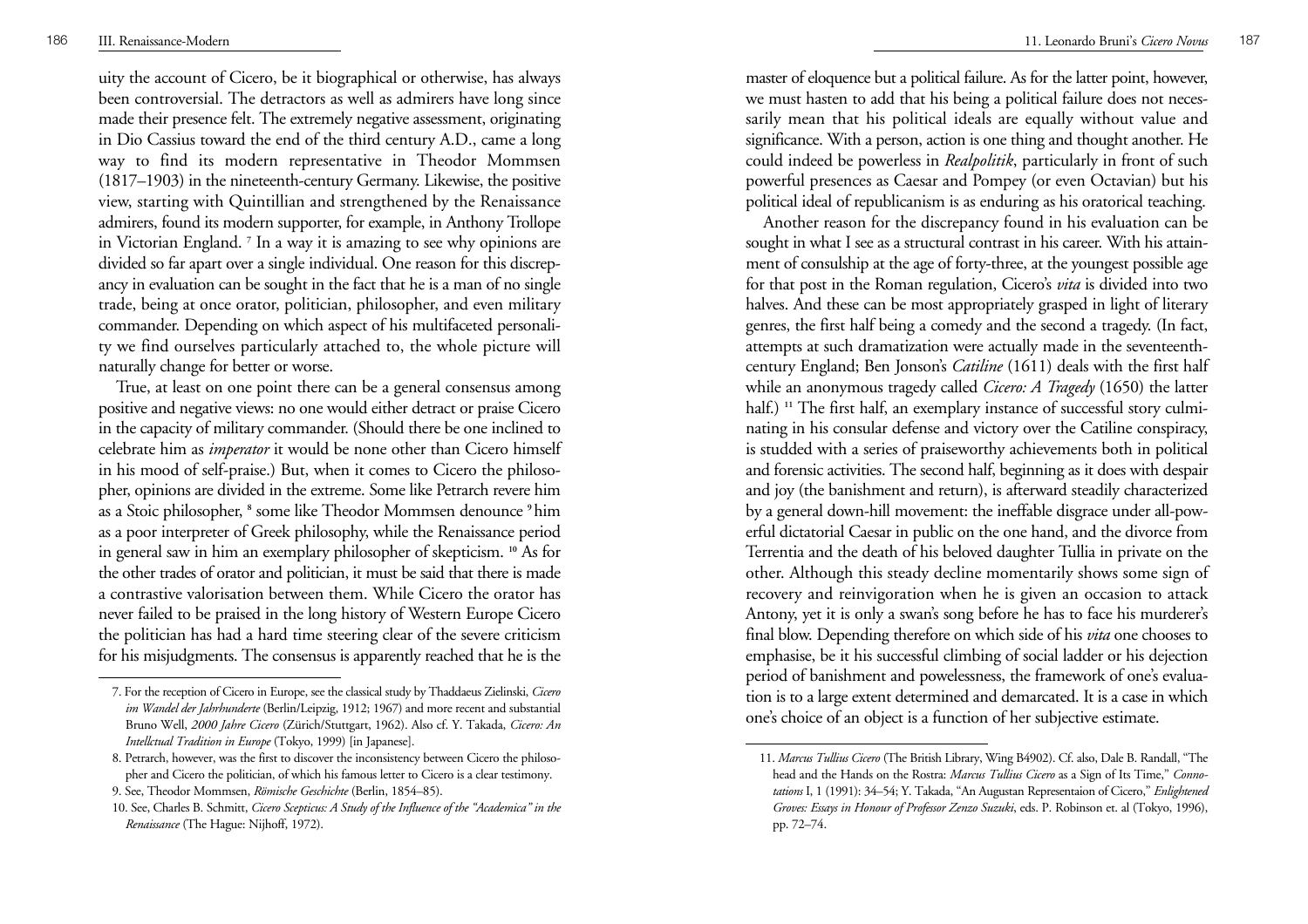uity the account of Cicero, be it biographical or otherwise, has always been controversial. The detractors as well as admirers have long since made their presence felt. The extremely negative assessment, originating in Dio Cassius toward the end of the third century A.D., came a long way to find its modern representative in Theodor Mommsen (1817–1903) in the nineteenth-century Germany. Likewise, the positive view, starting with Quintillian and strengthened by the Renaissance admirers, found its modern supporter, for example, in Anthony Trollope in Victorian England. [7] In a way it is amazing to see why opinions are divided so far apart over a single individual. One reason for this discrepancy in evaluation can be sought in the fact that he is a man of no single trade, being at once orator, politician, philosopher, and even military commander. Depending on which aspect of his multifaceted personality we find ourselves particularly attached to, the whole picture will naturally change for better or worse.

True, at least on one point there can be a general consensus among positive and negative views: no one would either detract or praise Cicero in the capacity of military commander. (Should there be one inclined to celebrate him as *imperator* it would be none other than Cicero himself in his mood of self-praise.) But, when it comes to Cicero the philosopher, opinions are divided in the extreme. Some like Petrarch revere him as a Stoic philosopher, [8] some like Theodor Mommsen denounce [9] him as a poor interpreter of Greek philosophy, while the Renaissance period in general saw in him an exemplary philosopher of skepticism. [10] As for the other trades of orator and politician, it must be said that there is made a contrastive valorisation between them. While Cicero the orator has never failed to be praised in the long history of Western Europe Cicero the politician has had a hard time steering clear of the severe criticism for his misjudgments. The consensus is apparently reached that he is the master of eloquence but a political failure. As for the latter point, however, we must hasten to add that his being a political failure does not necessarily mean that his political ideals are equally without value and significance. With a person, action is one thing and thought another. He could indeed be powerless in *Realpolitik*, particularly in front of such powerful presences as Caesar and Pompey (or even Octavian) but his political ideal of republicanism is as enduring as his oratorical teaching.

Another reason for the discrepancy found in his evaluation can be sought in what I see as a structural contrast in his career. With his attainment of consulship at the age of forty-three, at the youngest possible age for that post in the Roman regulation, Cicero's *vita* is divided into two halves. And these can be most appropriately grasped in light of literary genres, the first half being a comedy and the second a tragedy. (In fact, attempts at such dramatization were actually made in the seventeenth-century England; Ben Jonson's *Catiline* (1611) deals with the first half while an anonymous tragedy called *Cicero: A Tragedy* (1650) the latter half.) [11] The first half, an exemplary instance of successful story culminating in his consular defense and victory over the Catiline conspiracy, is studded with a series of praiseworthy achievements both in political and forensic activities. The second half, beginning as it does with despair and joy (the banishment and return), is afterward steadily characterized by a general down-hill movement: the ineffable disgrace under all-powerful dictatorial Caesar in public on the one hand, and the divorce from Terrentia and the death of his beloved daughter Tullia in private on the other. Although this steady decline momentarily shows some sign of recovery and reinvigoration when he is given an occasion to attack Antony, yet it is only a swan's song before he has to face his murderer's final blow. Depending therefore on which side of his *vita* one chooses to emphasise, be it his successful climbing of social ladder or his dejection period of banishment and powelessness, the framework of one's evaluation is to a large extent determined and demarcated. It is a case in which one's choice of an object is a function of her subjective estimate.

---

7. For the reception of Cicero in Europe, see the classical study by Thaddaeus Zielinski, *Cicero im Wandel der Jahrhunderte* (Berlin/Leipzig, 1912; 1967) and more recent and substantial Bruno Well, *2000 Jahre Cicero* (Zürich/Stuttgart, 1962). Also cf. Y. Takada, *Cicero: An Intellctual Tradition in Europe* (Tokyo, 1999) [in Japanese].

8. Petrarch, however, was the first to discover the inconsistency between Cicero the philosopher and Cicero the politician, of which his famous letter to Cicero is a clear testimony.

9. See, Theodor Mommsen, *Römische Geschichte* (Berlin, 1854–85).

10. See, Charles B. Schmitt, *Cicero Scepticus: A Study of the Influence of the "Academica" in the Renaissance* (The Hague: Nijhoff, 1972).

11. *Marcus Tullius Cicero* (The British Library, Wing B4902). Cf. also, Dale B. Randall, "The head and the Hands on the Rostra: *Marcus Tullius Cicero* as a Sign of Its Time," *Connotations* I, 1 (1991): 34–54; Y. Takada, "An Augustan Representaion of Cicero," *Enlightened Groves: Essays in Honour of Professor Zenzo Suzuki*, eds. P. Robinson et. al (Tokyo, 1996), pp. 72–74.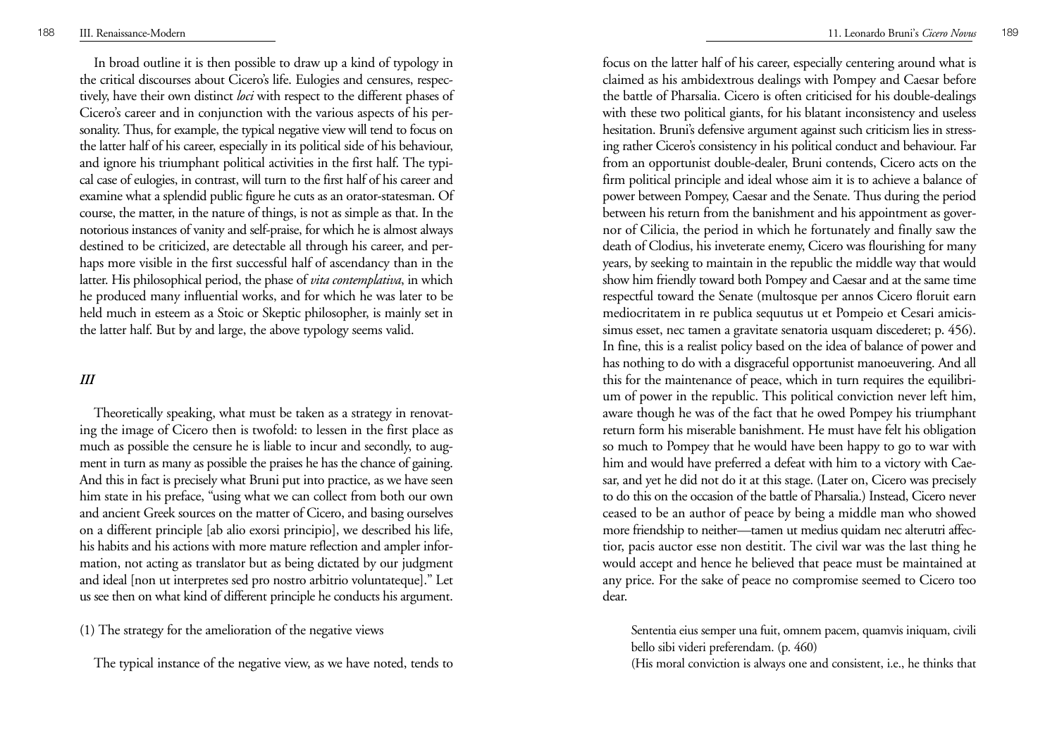In broad outline it is then possible to draw up a kind of typology in the critical discourses about Cicero's life. Eulogies and censures, respectively, have their own distinct *loci* with respect to the different phases of Cicero's career and in conjunction with the various aspects of his personality. Thus, for example, the typical negative view will tend to focus on the latter half of his career, especially in its political side of his behaviour, and ignore his triumphant political activities in the first half. The typical case of eulogies, in contrast, will turn to the first half of his career and examine what a splendid public figure he cuts as an orator-statesman. Of course, the matter, in the nature of things, is not as simple as that. In the notorious instances of vanity and self-praise, for which he is almost always destined to be criticized, are detectable all through his career, and perhaps more visible in the first successful half of ascendancy than in the latter. His philosophical period, the phase of *vita contemplativa*, in which he produced many influential works, and for which he was later to be held much in esteem as a Stoic or Skeptic philosopher, is mainly set in the latter half. But by and large, the above typology seems valid.

### *III*

Theoretically speaking, what must be taken as a strategy in renovating the image of Cicero then is twofold: to lessen in the first place as much as possible the censure he is liable to incur and secondly, to augment in turn as many as possible the praises he has the chance of gaining. And this in fact is precisely what Bruni put into practice, as we have seen him state in his preface, "using what we can collect from both our own and ancient Greek sources on the matter of Cicero, and basing ourselves on a different principle [ab alio exorsi principio], we described his life, his habits and his actions with more mature reflection and ampler information, not acting as translator but as being dictated by our judgment and ideal [non ut interpretes sed pro nostro arbitrio voluntateque]." Let us see then on what kind of different principle he conducts his argument.

(1) The strategy for the amelioration of the negative views

The typical instance of the negative view, as we have noted, tends to focus on the latter half of his career, especially centering around what is claimed as his ambidextrous dealings with Pompey and Caesar before the battle of Pharsalia. Cicero is often criticised for his double-dealings with these two political giants, for his blatant inconsistency and useless hesitation. Bruni's defensive argument against such criticism lies in stressing rather Cicero's consistency in his political conduct and behaviour. Far from an opportunist double-dealer, Bruni contends, Cicero acts on the firm political principle and ideal whose aim it is to achieve a balance of power between Pompey, Caesar and the Senate. Thus during the period between his return from the banishment and his appointment as governor of Cilicia, the period in which he fortunately and finally saw the death of Clodius, his inveterate enemy, Cicero was flourishing for many years, by seeking to maintain in the republic the middle way that would show him friendly toward both Pompey and Caesar and at the same time respectful toward the Senate (multosque per annos Cicero floruit earn mediocritatem in re publica sequutus ut et Pompeio et Cesari amicissimus esset, nec tamen a gravitate senatoria usquam discederet; p. 456). In fine, this is a realist policy based on the idea of balance of power and has nothing to do with a disgraceful opportunist manoeuvering. And all this for the maintenance of peace, which in turn requires the equilibrium of power in the republic. This political conviction never left him, aware though he was of the fact that he owed Pompey his triumphant return form his miserable banishment. He must have felt his obligation so much to Pompey that he would have been happy to go to war with him and would have preferred a defeat with him to a victory with Caesar, and yet he did not do it at this stage. (Later on, Cicero was precisely to do this on the occasion of the battle of Pharsalia.) Instead, Cicero never ceased to be an author of peace by being a middle man who showed more friendship to neither—tamen ut medius quidam nec alterutri affectior, pacis auctor esse non destitit. The civil war was the last thing he would accept and hence he believed that peace must be maintained at any price. For the sake of peace no compromise seemed to Cicero too dear.

> Sententia eius semper una fuit, omnem pacem, quamvis iniquam, civili bello sibi videri preferendam. (p. 460)
>
> (His moral conviction is always one and consistent, i.e., he thinks that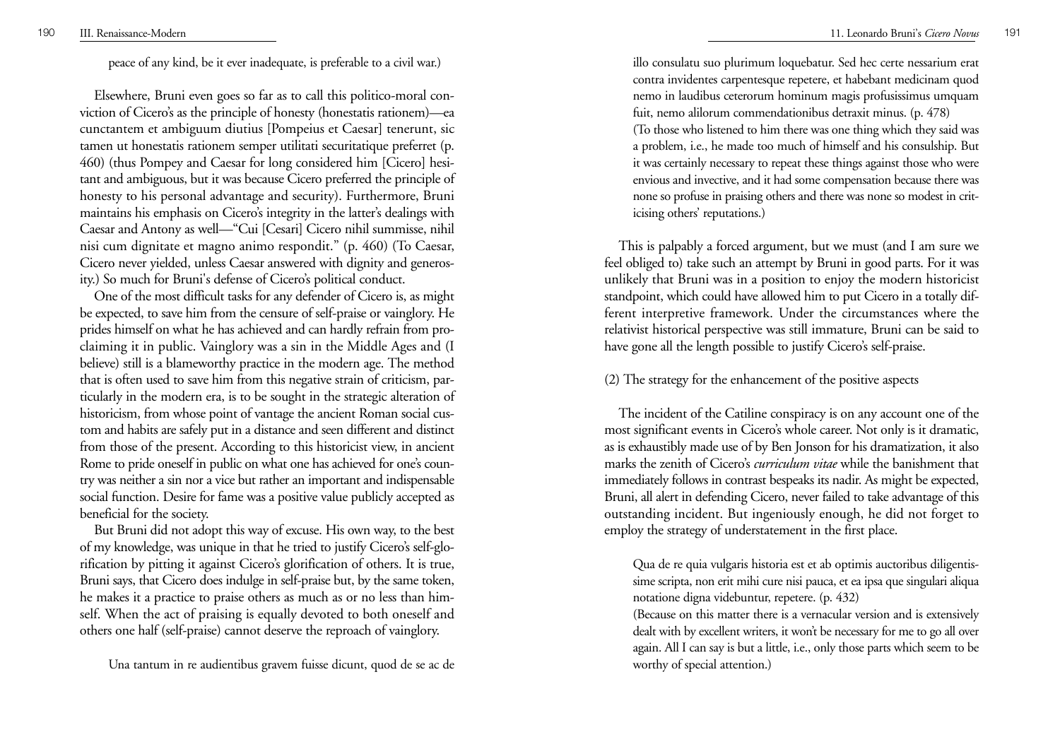peace of any kind, be it ever inadequate, is preferable to a civil war.)

Elsewhere, Bruni even goes so far as to call this politico-moral conviction of Cicero's as the principle of honesty (honestatis rationem)—ea cunctantem et ambiguum diutius [Pompeius et Caesar] tenerunt, sic tamen ut honestatis rationem semper utilitati securitatique preferret (p. 460) (thus Pompey and Caesar for long considered him [Cicero] hesitant and ambiguous, but it was because Cicero preferred the principle of honesty to his personal advantage and security). Furthermore, Bruni maintains his emphasis on Cicero's integrity in the latter's dealings with Caesar and Antony as well—"Cui [Cesari] Cicero nihil summisse, nihil nisi cum dignitate et magno animo respondit." (p. 460) (To Caesar, Cicero never yielded, unless Caesar answered with dignity and generosity.) So much for Bruni's defense of Cicero's political conduct.

One of the most difficult tasks for any defender of Cicero is, as might be expected, to save him from the censure of self-praise or vainglory. He prides himself on what he has achieved and can hardly refrain from proclaiming it in public. Vainglory was a sin in the Middle Ages and (I believe) still is a blameworthy practice in the modern age. The method that is often used to save him from this negative strain of criticism, particularly in the modern era, is to be sought in the strategic alteration of historicism, from whose point of vantage the ancient Roman social custom and habits are safely put in a distance and seen different and distinct from those of the present. According to this historicist view, in ancient Rome to pride oneself in public on what one has achieved for one's country was neither a sin nor a vice but rather an important and indispensable social function. Desire for fame was a positive value publicly accepted as beneficial for the society.

But Bruni did not adopt this way of excuse. His own way, to the best of my knowledge, was unique in that he tried to justify Cicero's self-glorification by pitting it against Cicero's glorification of others. It is true, Bruni says, that Cicero does indulge in self-praise but, by the same token, he makes it a practice to praise others as much as or no less than himself. When the act of praising is equally devoted to both oneself and others one half (self-praise) cannot deserve the reproach of vainglory.

> Una tantum in re audientibus gravem fuisse dicunt, quod de se ac de illo consulatu suo plurimum loquebatur. Sed hec certe nessarium erat contra invidentes carpentesque repetere, et habebant medicinam quod nemo in laudibus ceterorum hominum magis profusissimus umquam fuit, nemo alilorum commendationibus detraxit minus. (p. 478)
> (To those who listened to him there was one thing which they said was a problem, i.e., he made too much of himself and his consulship. But it was certainly necessary to repeat these things against those who were envious and invective, and it had some compensation because there was none so profuse in praising others and there was none so modest in criticising others' reputations.)

This is palpably a forced argument, but we must (and I am sure we feel obliged to) take such an attempt by Bruni in good parts. For it was unlikely that Bruni was in a position to enjoy the modern historicist standpoint, which could have allowed him to put Cicero in a totally different interpretive framework. Under the circumstances where the relativist historical perspective was still immature, Bruni can be said to have gone all the length possible to justify Cicero's self-praise.

(2) The strategy for the enhancement of the positive aspects

The incident of the Catiline conspiracy is on any account one of the most significant events in Cicero's whole career. Not only is it dramatic, as is exhaustibly made use of by Ben Jonson for his dramatization, it also marks the zenith of Cicero's *curriculum vitae* while the banishment that immediately follows in contrast bespeaks its nadir. As might be expected, Bruni, all alert in defending Cicero, never failed to take advantage of this outstanding incident. But ingeniously enough, he did not forget to employ the strategy of understatement in the first place.

> Qua de re quia vulgaris historia est et ab optimis auctoribus diligentissime scripta, non erit mihi cure nisi pauca, et ea ipsa que singulari aliqua notatione digna videbuntur, repetere. (p. 432)
> (Because on this matter there is a vernacular version and is extensively dealt with by excellent writers, it won't be necessary for me to go all over again. All I can say is but a little, i.e., only those parts which seem to be worthy of special attention.)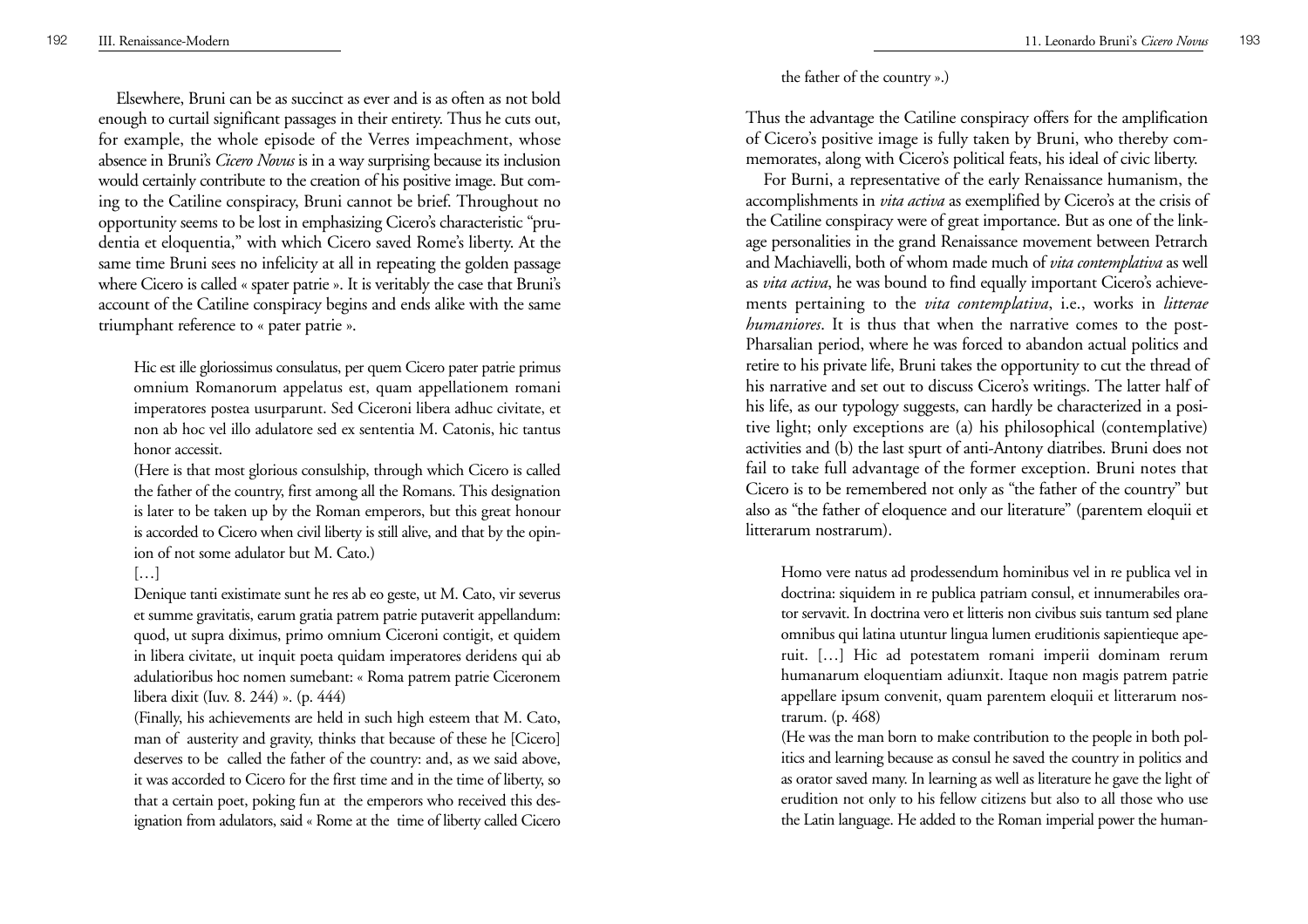Elsewhere, Bruni can be as succinct as ever and is as often as not bold enough to curtail significant passages in their entirety. Thus he cuts out, for example, the whole episode of the Verres impeachment, whose absence in Bruni's *Cicero Novus* is in a way surprising because its inclusion would certainly contribute to the creation of his positive image. But coming to the Catiline conspiracy, Bruni cannot be brief. Throughout no opportunity seems to be lost in emphasizing Cicero's characteristic "prudentia et eloquentia," with which Cicero saved Rome's liberty. At the same time Bruni sees no infelicity at all in repeating the golden passage where Cicero is called « spater patrie ». It is veritably the case that Bruni's account of the Catiline conspiracy begins and ends alike with the same triumphant reference to « pater patrie ».

> Hic est ille gloriossimus consulatus, per quem Cicero pater patrie primus omnium Romanorum appelatus est, quam appellationem romani imperatores postea usurparunt. Sed Ciceroni libera adhuc civitate, et non ab hoc vel illo adulatore sed ex sententia M. Catonis, hic tantus honor accessit.
>
> (Here is that most glorious consulship, through which Cicero is called the father of the country, first among all the Romans. This designation is later to be taken up by the Roman emperors, but this great honour is accorded to Cicero when civil liberty is still alive, and that by the opinion of not some adulator but M. Cato.)
>
> […]
>
> Denique tanti existimate sunt he res ab eo geste, ut M. Cato, vir severus et summe gravitatis, earum gratia patrem patrie putaverit appellandum: quod, ut supra diximus, primo omnium Ciceroni contigit, et quidem in libera civitate, ut inquit poeta quidam imperatores deridens qui ab adulatioribus hoc nomen sumebant: « Roma patrem patrie Ciceronem libera dixit (Iuv. 8. 244) ». (p. 444)
>
> (Finally, his achievements are held in such high esteem that M. Cato, man of austerity and gravity, thinks that because of these he [Cicero] deserves to be called the father of the country: and, as we said above, it was accorded to Cicero for the first time and in the time of liberty, so that a certain poet, poking fun at the emperors who received this designation from adulators, said « Rome at the time of liberty called Cicero the father of the country ».)

Thus the advantage the Catiline conspiracy offers for the amplification of Cicero's positive image is fully taken by Bruni, who thereby commemorates, along with Cicero's political feats, his ideal of civic liberty.

For Burni, a representative of the early Renaissance humanism, the accomplishments in *vita activa* as exemplified by Cicero's at the crisis of the Catiline conspiracy were of great importance. But as one of the linkage personalities in the grand Renaissance movement between Petrarch and Machiavelli, both of whom made much of *vita contemplativa* as well as *vita activa*, he was bound to find equally important Cicero's achievements pertaining to the *vita contemplativa*, i.e., works in *litterae humaniores*. It is thus that when the narrative comes to the post-Pharsalian period, where he was forced to abandon actual politics and retire to his private life, Bruni takes the opportunity to cut the thread of his narrative and set out to discuss Cicero's writings. The latter half of his life, as our typology suggests, can hardly be characterized in a positive light; only exceptions are (a) his philosophical (contemplative) activities and (b) the last spurt of anti-Antony diatribes. Bruni does not fail to take full advantage of the former exception. Bruni notes that Cicero is to be remembered not only as "the father of the country" but also as "the father of eloquence and our literature" (parentem eloquii et litterarum nostrarum).

> Homo vere natus ad prodessendum hominibus vel in re publica vel in doctrina: siquidem in re publica patriam consul, et innumerabiles orator servavit. In doctrina vero et litteris non civibus suis tantum sed plane omnibus qui latina utuntur lingua lumen eruditionis sapientieque aperuit. […] Hic ad potestatem romani imperii dominam rerum humanarum eloquentiam adiunxit. Itaque non magis patrem patrie appellare ipsum convenit, quam parentem eloquii et litterarum nostrarum. (p. 468)
>
> (He was the man born to make contribution to the people in both politics and learning because as consul he saved the country in politics and as orator saved many. In learning as well as literature he gave the light of erudition not only to his fellow citizens but also to all those who use the Latin language. He added to the Roman imperial power the human-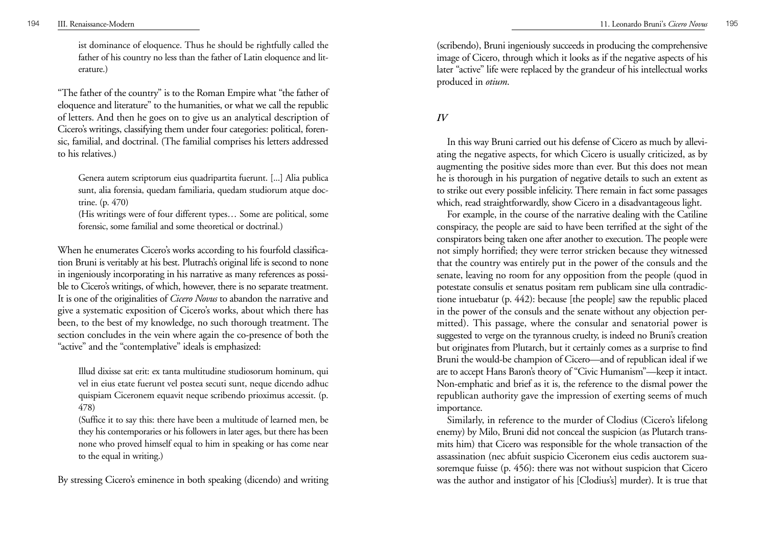ist dominance of eloquence. Thus he should be rightfully called the father of his country no less than the father of Latin eloquence and literature.)

"The father of the country" is to the Roman Empire what "the father of eloquence and literature" to the humanities, or what we call the republic of letters. And then he goes on to give us an analytical description of Cicero's writings, classifying them under four categories: political, forensic, familial, and doctrinal. (The familial comprises his letters addressed to his relatives.)

> Genera autem scriptorum eius quadripartita fuerunt. [...] Alia publica sunt, alia forensia, quedam familiaria, quedam studiorum atque doctrine. (p. 470)
>
> (His writings were of four different types… Some are political, some forensic, some familial and some theoretical or doctrinal.)

When he enumerates Cicero's works according to his fourfold classification Bruni is veritably at his best. Plutrach's original life is second to none in ingeniously incorporating in his narrative as many references as possible to Cicero's writings, of which, however, there is no separate treatment. It is one of the originalities of *Cicero Novus* to abandon the narrative and give a systematic exposition of Cicero's works, about which there has been, to the best of my knowledge, no such thorough treatment. The section concludes in the vein where again the co-presence of both the "active" and the "contemplative" ideals is emphasized:

> Illud dixisse sat erit: ex tanta multitudine studiosorum hominum, qui vel in eius etate fuerunt vel postea secuti sunt, neque dicendo adhuc quispiam Ciceronem equavit neque scribendo prioximus accessit. (p. 478)
>
> (Suffice it to say this: there have been a multitude of learned men, be they his contemporaries or his followers in later ages, but there has been none who proved himself equal to him in speaking or has come near to the equal in writing.)

By stressing Cicero's eminence in both speaking (dicendo) and writing (scribendo), Bruni ingeniously succeeds in producing the comprehensive image of Cicero, through which it looks as if the negative aspects of his later "active" life were replaced by the grandeur of his intellectual works produced in *otium*.

## *IV*

In this way Bruni carried out his defense of Cicero as much by alleviating the negative aspects, for which Cicero is usually criticized, as by augmenting the positive sides more than ever. But this does not mean he is thorough in his purgation of negative details to such an extent as to strike out every possible infelicity. There remain in fact some passages which, read straightforwardly, show Cicero in a disadvantageous light.

For example, in the course of the narrative dealing with the Catiline conspiracy, the people are said to have been terrified at the sight of the conspirators being taken one after another to execution. The people were not simply horrified; they were terror stricken because they witnessed that the country was entirely put in the power of the consuls and the senate, leaving no room for any opposition from the people (quod in potestate consulis et senatus positam rem publicam sine ulla contradictione intuebatur (p. 442): because [the people] saw the republic placed in the power of the consuls and the senate without any objection permitted). This passage, where the consular and senatorial power is suggested to verge on the tyrannous cruelty, is indeed no Bruni's creation but originates from Plutarch, but it certainly comes as a surprise to find Bruni the would-be champion of Cicero—and of republican ideal if we are to accept Hans Baron's theory of "Civic Humanism"—keep it intact. Non-emphatic and brief as it is, the reference to the dismal power the republican authority gave the impression of exerting seems of much importance.

Similarly, in reference to the murder of Clodius (Cicero's lifelong enemy) by Milo, Bruni did not conceal the suspicion (as Plutarch transmits him) that Cicero was responsible for the whole transaction of the assassination (nec abfuit suspicio Ciceronem eius cedis auctorem suasoremque fuisse (p. 456): there was not without suspicion that Cicero was the author and instigator of his [Clodius's] murder). It is true that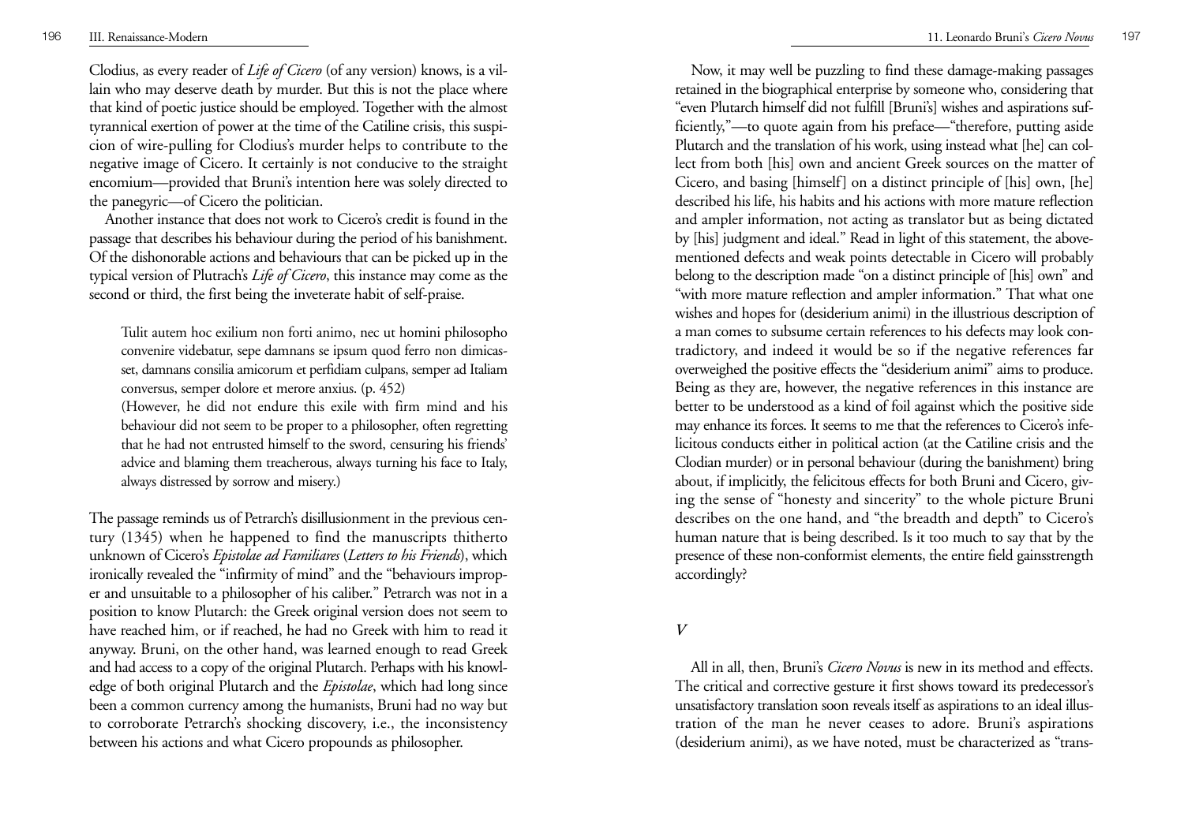Clodius, as every reader of *Life of Cicero* (of any version) knows, is a villain who may deserve death by murder. But this is not the place where that kind of poetic justice should be employed. Together with the almost tyrannical exertion of power at the time of the Catiline crisis, this suspicion of wire-pulling for Clodius's murder helps to contribute to the negative image of Cicero. It certainly is not conducive to the straight encomium—provided that Bruni's intention here was solely directed to the panegyric—of Cicero the politician.

Another instance that does not work to Cicero's credit is found in the passage that describes his behaviour during the period of his banishment. Of the dishonorable actions and behaviours that can be picked up in the typical version of Plutrach's *Life of Cicero*, this instance may come as the second or third, the first being the inveterate habit of self-praise.

> Tulit autem hoc exilium non forti animo, nec ut homini philosopho convenire videbatur, sepe damnans se ipsum quod ferro non dimicasset, damnans consilia amicorum et perfidiam culpans, semper ad Italiam conversus, semper dolore et merore anxius. (p. 452)
>
> (However, he did not endure this exile with firm mind and his behaviour did not seem to be proper to a philosopher, often regretting that he had not entrusted himself to the sword, censuring his friends' advice and blaming them treacherous, always turning his face to Italy, always distressed by sorrow and misery.)

The passage reminds us of Petrarch's disillusionment in the previous century (1345) when he happened to find the manuscripts thitherto unknown of Cicero's *Epistolae ad Familiares* (*Letters to his Friends*), which ironically revealed the "infirmity of mind" and the "behaviours improper and unsuitable to a philosopher of his caliber." Petrarch was not in a position to know Plutarch: the Greek original version does not seem to have reached him, or if reached, he had no Greek with him to read it anyway. Bruni, on the other hand, was learned enough to read Greek and had access to a copy of the original Plutarch. Perhaps with his knowledge of both original Plutarch and the *Epistolae*, which had long since been a common currency among the humanists, Bruni had no way but to corroborate Petrarch's shocking discovery, i.e., the inconsistency between his actions and what Cicero propounds as philosopher.

Now, it may well be puzzling to find these damage-making passages retained in the biographical enterprise by someone who, considering that "even Plutarch himself did not fulfill [Bruni's] wishes and aspirations sufficiently,"—to quote again from his preface—"therefore, putting aside Plutarch and the translation of his work, using instead what [he] can collect from both [his] own and ancient Greek sources on the matter of Cicero, and basing [himself] on a distinct principle of [his] own, [he] described his life, his habits and his actions with more mature reflection and ampler information, not acting as translator but as being dictated by [his] judgment and ideal." Read in light of this statement, the above-mentioned defects and weak points detectable in Cicero will probably belong to the description made "on a distinct principle of [his] own" and "with more mature reflection and ampler information." That what one wishes and hopes for (desiderium animi) in the illustrious description of a man comes to subsume certain references to his defects may look contradictory, and indeed it would be so if the negative references far overweighed the positive effects the "desiderium animi" aims to produce. Being as they are, however, the negative references in this instance are better to be understood as a kind of foil against which the positive side may enhance its forces. It seems to me that the references to Cicero's infelicitous conducts either in political action (at the Catiline crisis and the Clodian murder) or in personal behaviour (during the banishment) bring about, if implicitly, the felicitous effects for both Bruni and Cicero, giving the sense of "honesty and sincerity" to the whole picture Bruni describes on the one hand, and "the breadth and depth" to Cicero's human nature that is being described. Is it too much to say that by the presence of these non-conformist elements, the entire field gainsstrength accordingly?

## *V*

All in all, then, Bruni's *Cicero Novus* is new in its method and effects. The critical and corrective gesture it first shows toward its predecessor's unsatisfactory translation soon reveals itself as aspirations to an ideal illustration of the man he never ceases to adore. Bruni's aspirations (desiderium animi), as we have noted, must be characterized as "trans-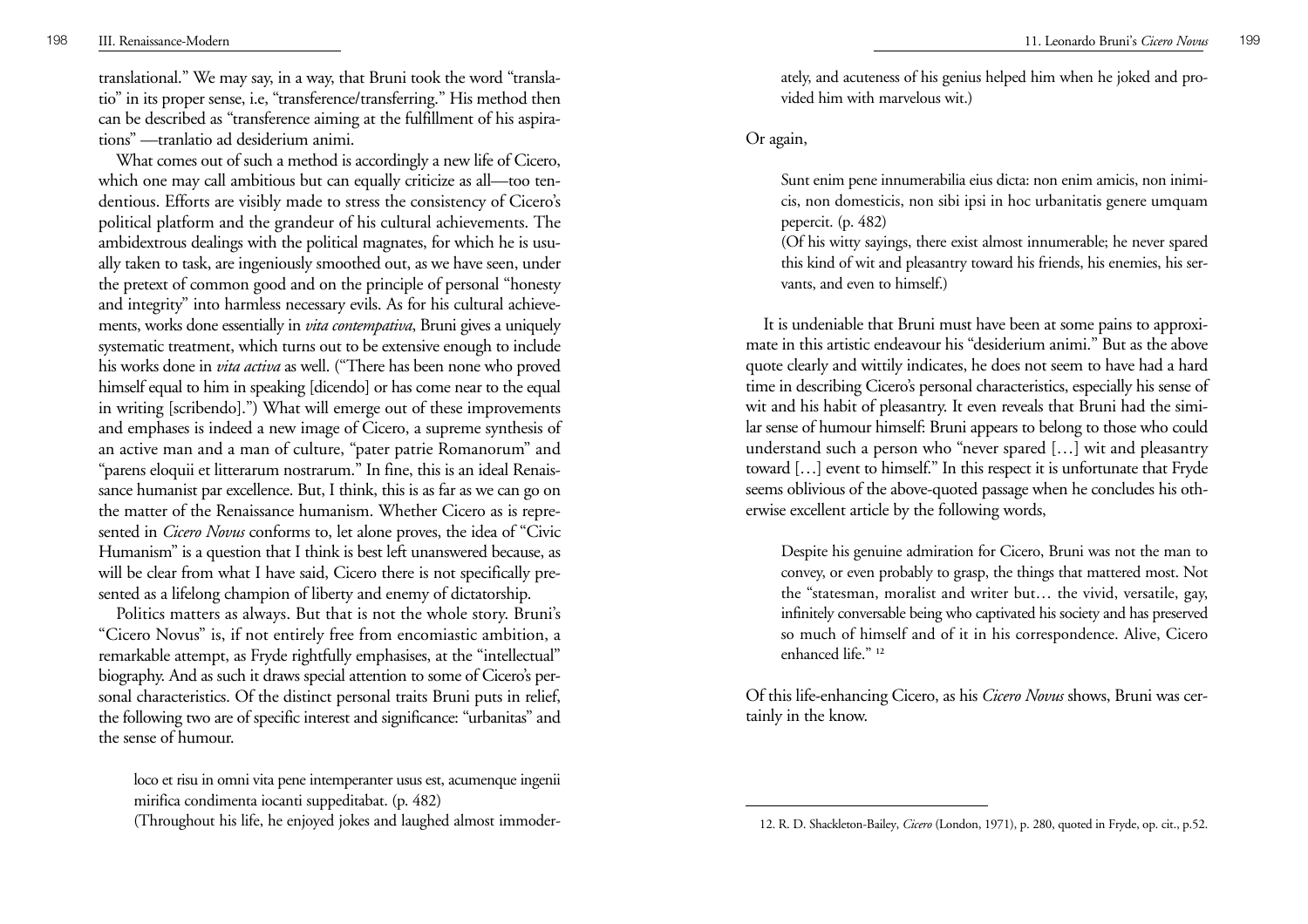translational." We may say, in a way, that Bruni took the word "translatio" in its proper sense, i.e, "transference/transferring." His method then can be described as "transference aiming at the fulfillment of his aspirations" —tranlatio ad desiderium animi.

What comes out of such a method is accordingly a new life of Cicero, which one may call ambitious but can equally criticize as all—too tendentious. Efforts are visibly made to stress the consistency of Cicero's political platform and the grandeur of his cultural achievements. The ambidextrous dealings with the political magnates, for which he is usually taken to task, are ingeniously smoothed out, as we have seen, under the pretext of common good and on the principle of personal "honesty and integrity" into harmless necessary evils. As for his cultural achievements, works done essentially in *vita contempativa*, Bruni gives a uniquely systematic treatment, which turns out to be extensive enough to include his works done in *vita activa* as well. ("There has been none who proved himself equal to him in speaking [dicendo] or has come near to the equal in writing [scribendo].") What will emerge out of these improvements and emphases is indeed a new image of Cicero, a supreme synthesis of an active man and a man of culture, "pater patrie Romanorum" and "parens eloquii et litterarum nostrarum." In fine, this is an ideal Renaissance humanist par excellence. But, I think, this is as far as we can go on the matter of the Renaissance humanism. Whether Cicero as is represented in *Cicero Novus* conforms to, let alone proves, the idea of "Civic Humanism" is a question that I think is best left unanswered because, as will be clear from what I have said, Cicero there is not specifically presented as a lifelong champion of liberty and enemy of dictatorship.

Politics matters as always. But that is not the whole story. Bruni's "Cicero Novus" is, if not entirely free from encomiastic ambition, a remarkable attempt, as Fryde rightfully emphasises, at the "intellectual" biography. And as such it draws special attention to some of Cicero's personal characteristics. Of the distinct personal traits Bruni puts in relief, the following two are of specific interest and significance: "urbanitas" and the sense of humour.

> loco et risu in omni vita pene intemperanter usus est, acumenque ingenii mirifica condimenta iocanti suppeditabat. (p. 482)
> (Throughout his life, he enjoyed jokes and laughed almost immoderately, and acuteness of his genius helped him when he joked and provided him with marvelous wit.)

Or again,

> Sunt enim pene innumerabilia eius dicta: non enim amicis, non inimicis, non domesticis, non sibi ipsi in hoc urbanitatis genere umquam pepercit. (p. 482)
> (Of his witty sayings, there exist almost innumerable; he never spared this kind of wit and pleasantry toward his friends, his enemies, his servants, and even to himself.)

It is undeniable that Bruni must have been at some pains to approximate in this artistic endeavour his "desiderium animi." But as the above quote clearly and wittily indicates, he does not seem to have had a hard time in describing Cicero's personal characteristics, especially his sense of wit and his habit of pleasantry. It even reveals that Bruni had the similar sense of humour himself: Bruni appears to belong to those who could understand such a person who "never spared […] wit and pleasantry toward […] event to himself." In this respect it is unfortunate that Fryde seems oblivious of the above-quoted passage when he concludes his otherwise excellent article by the following words,

> Despite his genuine admiration for Cicero, Bruni was not the man to convey, or even probably to grasp, the things that mattered most. Not the "statesman, moralist and writer but… the vivid, versatile, gay, infinitely conversable being who captivated his society and has preserved so much of himself and of it in his correspondence. Alive, Cicero enhanced life." [12]

Of this life-enhancing Cicero, as his *Cicero Novus* shows, Bruni was certainly in the know.

---

12. R. D. Shackleton-Bailey, *Cicero* (London, 1971), p. 280, quoted in Fryde, op. cit., p.52.